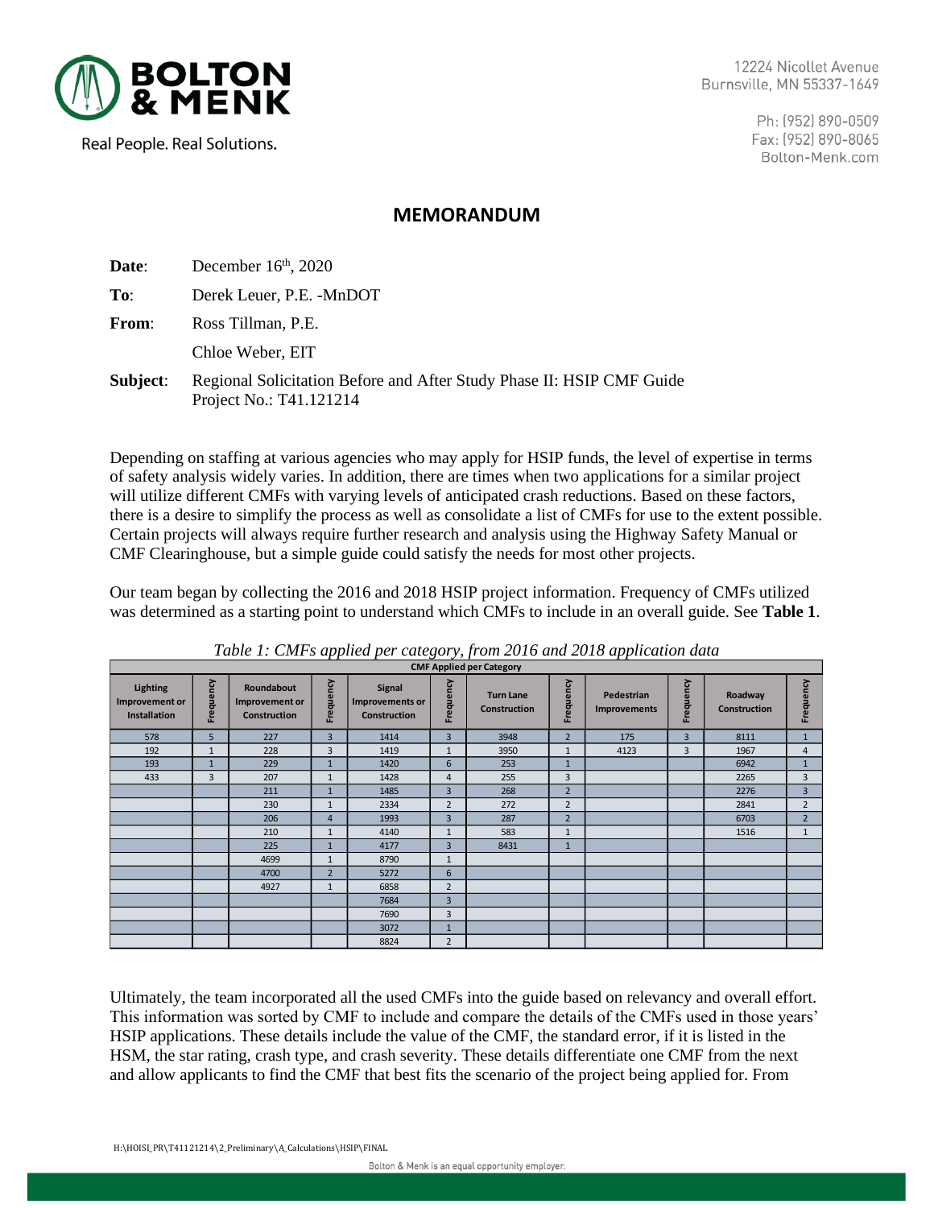# MEMORANDUM

**Date:** December 16th, 2020

**To:** Derek Leuer, P.E. -MnDOT

**From:** Ross Tillman, P.E.

Chloe Weber, EIT

**Subject:** Regional Solicitation Before and After Study Phase II: HSIP CMF Guide
Project No.: T41.121214

Depending on staffing at various agencies who may apply for HSIP funds, the level of expertise in terms of safety analysis widely varies. In addition, there are times when two applications for a similar project will utilize different CMFs with varying levels of anticipated crash reductions. Based on these factors, there is a desire to simplify the process as well as consolidate a list of CMFs for use to the extent possible. Certain projects will always require further research and analysis using the Highway Safety Manual or CMF Clearinghouse, but a simple guide could satisfy the needs for most other projects.

Our team began by collecting the 2016 and 2018 HSIP project information. Frequency of CMFs utilized was determined as a starting point to understand which CMFs to include in an overall guide. See **Table 1**.

*Table 1: CMFs applied per category, from 2016 and 2018 application data*

| CMF Applied per Category | | | | | | | | | | | |
|---|---|---|---|---|---|---|---|---|---|---|---|
| Lighting Improvement or Installation | Frequency | Roundabout Improvement or Construction | Frequency | Signal Improvements or Construction | Frequency | Turn Lane Construction | Frequency | Pedestrian Improvements | Frequency | Roadway Construction | Frequency |
| 578 | 5 | 227 | 3 | 1414 | 3 | 3948 | 2 | 175 | 3 | 8111 | 1 |
| 192 | 1 | 228 | 3 | 1419 | 1 | 3950 | 1 | 4123 | 3 | 1967 | 4 |
| 193 | 1 | 229 | 1 | 1420 | 6 | 253 | 1 | | | 6942 | 1 |
| 433 | 3 | 207 | 1 | 1428 | 4 | 255 | 3 | | | 2265 | 3 |
| | | 211 | 1 | 1485 | 3 | 268 | 2 | | | 2276 | 3 |
| | | 230 | 1 | 2334 | 2 | 272 | 2 | | | 2841 | 2 |
| | | 206 | 4 | 1993 | 3 | 287 | 2 | | | 6703 | 2 |
| | | 210 | 1 | 4140 | 1 | 583 | 1 | | | 1516 | 1 |
| | | 225 | 1 | 4177 | 3 | 8431 | 1 | | | | |
| | | 4699 | 1 | 8790 | 1 | | | | | | |
| | | 4700 | 2 | 5272 | 6 | | | | | | |
| | | 4927 | 1 | 6858 | 2 | | | | | | |
| | | | | 7684 | 3 | | | | | | |
| | | | | 7690 | 3 | | | | | | |
| | | | | 3072 | 1 | | | | | | |
| | | | | 8824 | 2 | | | | | | |

Ultimately, the team incorporated all the used CMFs into the guide based on relevancy and overall effort. This information was sorted by CMF to include and compare the details of the CMFs used in those years' HSIP applications. These details include the value of the CMF, the standard error, if it is listed in the HSM, the star rating, crash type, and crash severity. These details differentiate one CMF from the next and allow applicants to find the CMF that best fits the scenario of the project being applied for. From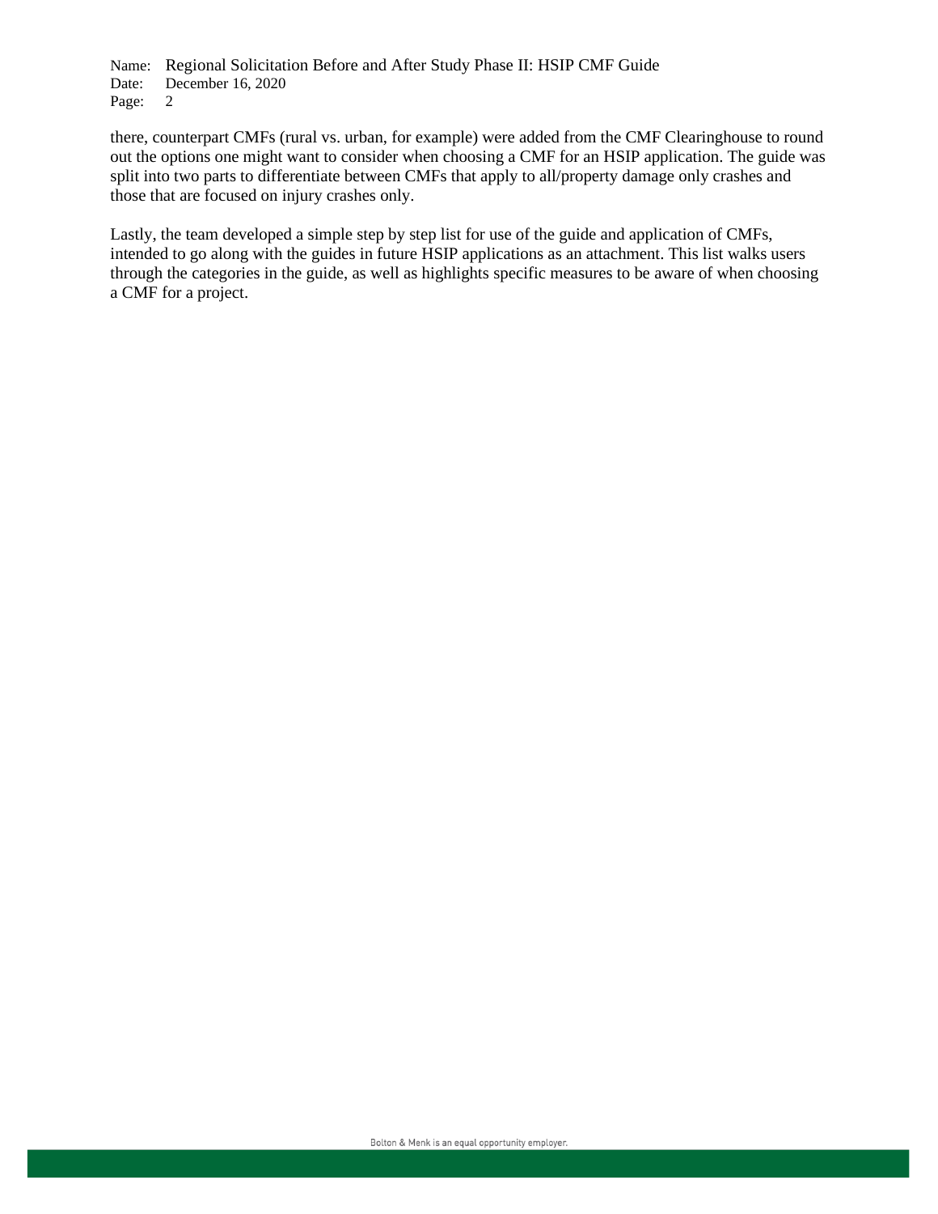there, counterpart CMFs (rural vs. urban, for example) were added from the CMF Clearinghouse to round out the options one might want to consider when choosing a CMF for an HSIP application. The guide was split into two parts to differentiate between CMFs that apply to all/property damage only crashes and those that are focused on injury crashes only.

Lastly, the team developed a simple step by step list for use of the guide and application of CMFs, intended to go along with the guides in future HSIP applications as an attachment. This list walks users through the categories in the guide, as well as highlights specific measures to be aware of when choosing a CMF for a project.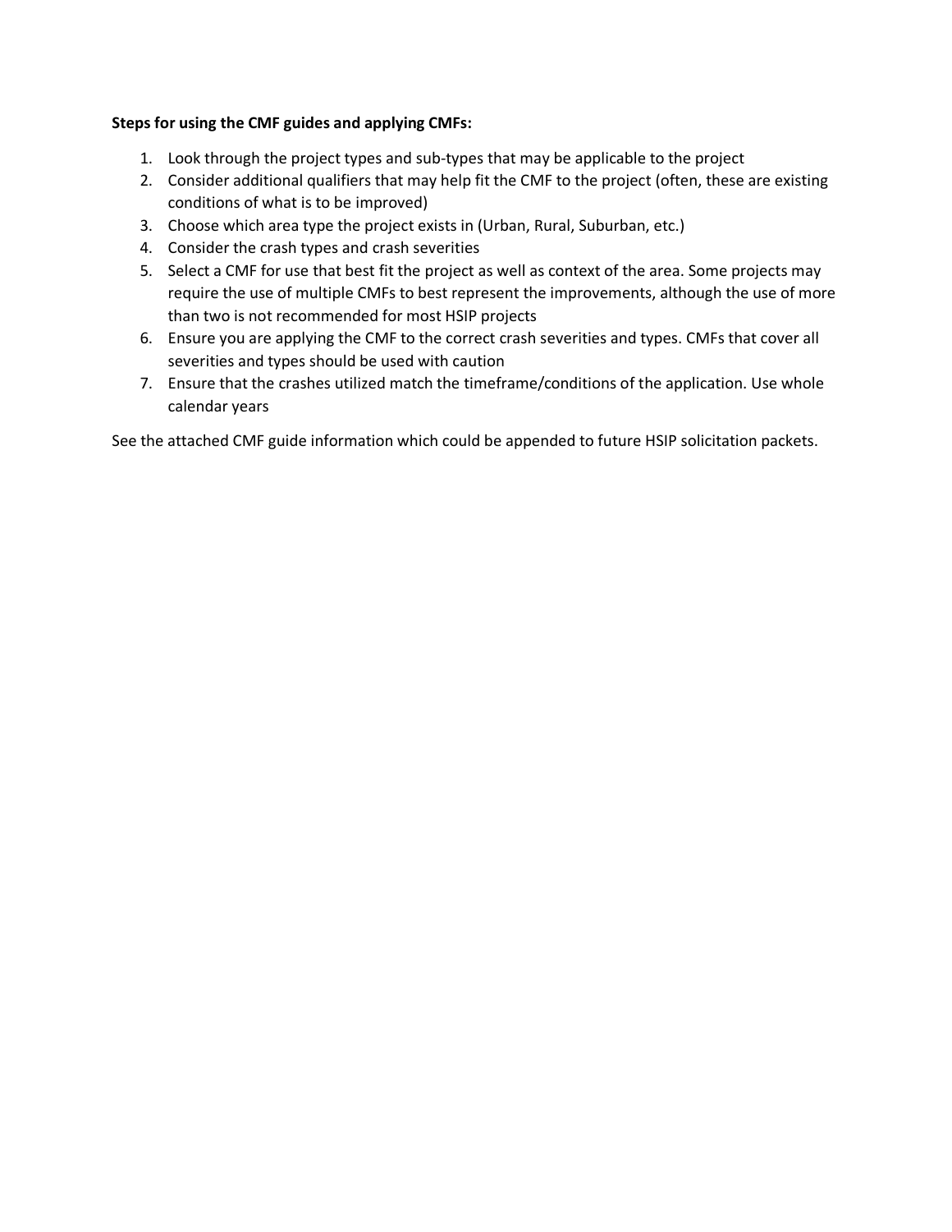**Steps for using the CMF guides and applying CMFs:**

1. Look through the project types and sub-types that may be applicable to the project
2. Consider additional qualifiers that may help fit the CMF to the project (often, these are existing conditions of what is to be improved)
3. Choose which area type the project exists in (Urban, Rural, Suburban, etc.)
4. Consider the crash types and crash severities
5. Select a CMF for use that best fit the project as well as context of the area. Some projects may require the use of multiple CMFs to best represent the improvements, although the use of more than two is not recommended for most HSIP projects
6. Ensure you are applying the CMF to the correct crash severities and types. CMFs that cover all severities and types should be used with caution
7. Ensure that the crashes utilized match the timeframe/conditions of the application. Use whole calendar years

See the attached CMF guide information which could be appended to future HSIP solicitation packets.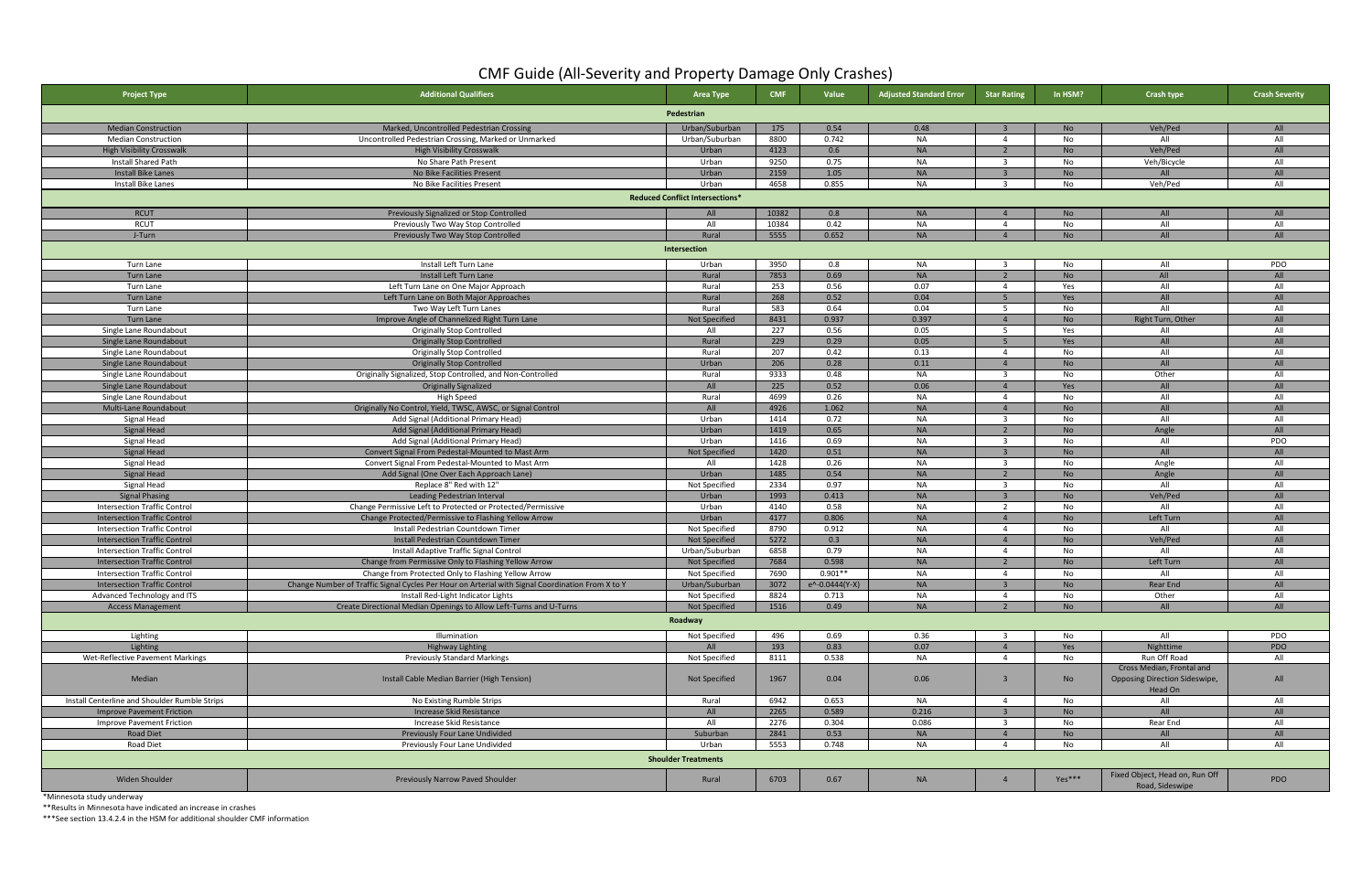# CMF Guide (All-Severity and Property Damage Only Crashes)

| Project Type | Additional Qualifiers | Area Type | CMF | Value | Adjusted Standard Error | Star Rating | In HSM? | Crash type | Crash Severity |
|---|---|---|---|---|---|---|---|---|---|
| **Pedestrian** | | | | | | | | | |
| Median Construction | Marked, Uncontrolled Pedestrian Crossing | Urban/Suburban | 175 | 0.54 | 0.48 | 3 | No | Veh/Ped | All |
| Median Construction | Uncontrolled Pedestrian Crossing, Marked or Unmarked | Urban/Suburban | 8800 | 0.742 | NA | 4 | No | All | All |
| High Visibility Crosswalk | High Visibility Crosswalk | Urban | 4123 | 0.6 | NA | 2 | No | Veh/Ped | All |
| Install Shared Path | No Share Path Present | Urban | 9250 | 0.75 | NA | 3 | No | Veh/Bicycle | All |
| Install Bike Lanes | No Bike Facilities Present | Urban | 2159 | 1.05 | NA | 3 | No | All | All |
| Install Bike Lanes | No Bike Facilities Present | Urban | 4658 | 0.855 | NA | 3 | No | Veh/Ped | All |
| **Reduced Conflict Intersections*** | | | | | | | | | |
| RCUT | Previously Signalized or Stop Controlled | All | 10382 | 0.8 | NA | 4 | No | All | All |
| RCUT | Previously Two Way Stop Controlled | All | 10384 | 0.42 | NA | 4 | No | All | All |
| J-Turn | Previously Two Way Stop Controlled | Rural | 5555 | 0.652 | NA | 4 | No | All | All |
| **Intersection** | | | | | | | | | |
| Turn Lane | Install Left Turn Lane | Urban | 3950 | 0.8 | NA | 3 | No | All | PDO |
| Turn Lane | Install Left Turn Lane | Rural | 7853 | 0.69 | NA | 2 | No | All | All |
| Turn Lane | Left Turn Lane on One Major Approach | Rural | 253 | 0.56 | 0.07 | 4 | Yes | All | All |
| Turn Lane | Left Turn Lane on Both Major Approaches | Rural | 268 | 0.52 | 0.04 | 5 | Yes | All | All |
| Turn Lane | Two Way Left Turn Lanes | Rural | 583 | 0.64 | 0.04 | 5 | No | All | All |
| Turn Lane | Improve Angle of Channelized Right Turn Lane | Not Specified | 8431 | 0.937 | 0.397 | 4 | No | Right Turn, Other | All |
| Single Lane Roundabout | Originally Stop Controlled | All | 227 | 0.56 | 0.05 | 5 | Yes | All | All |
| Single Lane Roundabout | Originally Stop Controlled | Rural | 229 | 0.29 | 0.05 | 5 | Yes | All | All |
| Single Lane Roundabout | Originally Stop Controlled | Rural | 207 | 0.42 | 0.13 | 4 | No | All | All |
| Single Lane Roundabout | Originally Stop Controlled | Urban | 206 | 0.28 | 0.11 | 4 | No | All | All |
| Single Lane Roundabout | Originally Signalized, Stop Controlled, and Non-Controlled | Rural | 9333 | 0.48 | NA | 3 | No | Other | All |
| Single Lane Roundabout | Originally Signalized | All | 225 | 0.52 | 0.06 | 4 | Yes | All | All |
| Single Lane Roundabout | High Speed | Rural | 4699 | 0.26 | NA | 4 | No | All | All |
| Multi-Lane Roundabout | Originally No Control, Yield, TWSC, AWSC, or Signal Control | All | 4926 | 1.062 | NA | 4 | No | All | All |
| Signal Head | Add Signal (Additional Primary Head) | Urban | 1414 | 0.72 | NA | 3 | No | All | All |
| Signal Head | Add Signal (Additional Primary Head) | Urban | 1419 | 0.65 | NA | 2 | No | Angle | All |
| Signal Head | Add Signal (Additional Primary Head) | Urban | 1416 | 0.69 | NA | 3 | No | All | PDO |
| Signal Head | Convert Signal From Pedestal-Mounted to Mast Arm | Not Specified | 1420 | 0.51 | NA | 3 | No | All | All |
| Signal Head | Convert Signal From Pedestal-Mounted to Mast Arm | All | 1428 | 0.26 | NA | 3 | No | Angle | All |
| Signal Head | Add Signal (One Over Each Approach Lane) | Urban | 1485 | 0.54 | NA | 2 | No | Angle | All |
| Signal Head | Replace 8" Red with 12" | Not Specified | 2334 | 0.97 | NA | 3 | No | All | All |
| Signal Phasing | Leading Pedestrian Interval | Urban | 1993 | 0.413 | NA | 3 | No | Veh/Ped | All |
| Intersection Traffic Control | Change Permissive Left to Protected or Protected/Permissive | Urban | 4140 | 0.58 | NA | 2 | No | All | All |
| Intersection Traffic Control | Change Protected/Permissive to Flashing Yellow Arrow | Urban | 4177 | 0.806 | NA | 4 | No | Left Turn | All |
| Intersection Traffic Control | Install Pedestrian Countdown Timer | Not Specified | 8790 | 0.912 | NA | 4 | No | All | All |
| Intersection Traffic Control | Install Pedestrian Countdown Timer | Not Specified | 5272 | 0.3 | NA | 4 | No | Veh/Ped | All |
| Intersection Traffic Control | Install Adaptive Traffic Signal Control | Urban/Suburban | 6858 | 0.79 | NA | 4 | No | All | All |
| Intersection Traffic Control | Change from Permissive Only to Flashing Yellow Arrow | Not Specified | 7684 | 0.598 | NA | 2 | No | Left Turn | All |
| Intersection Traffic Control | Change from Protected Only to Flashing Yellow Arrow | Not Specified | 7690 | 0.901** | NA | 4 | No | All | All |
| Intersection Traffic Control | Change Number of Traffic Signal Cycles Per Hour on Arterial with Signal Coordination From X to Y | Urban/Suburban | 3072 | $e^{-0.0444(Y-X)}$ | NA | 3 | No | Rear End | All |
| Advanced Technology and ITS | Install Red-Light Indicator Lights | Not Specified | 8824 | 0.713 | NA | 4 | No | Other | All |
| Access Management | Create Directional Median Openings to Allow Left-Turns and U-Turns | Not Specified | 1516 | 0.49 | NA | 2 | No | All | All |
| **Roadway** | | | | | | | | | |
| Lighting | Illumination | Not Specified | 496 | 0.69 | 0.36 | 3 | No | All | PDO |
| Lighting | Highway Lighting | All | 193 | 0.83 | 0.07 | 4 | Yes | Nighttime | PDO |
| Wet-Reflective Pavement Markings | Previously Standard Markings | Not Specified | 8111 | 0.538 | NA | 4 | No | Run Off Road | All |
| Median | Install Cable Median Barrier (High Tension) | Not Specified | 1967 | 0.04 | 0.06 | 3 | No | Cross Median, Frontal and Opposing Direction Sideswipe, Head On | All |
| Install Centerline and Shoulder Rumble Strips | No Existing Rumble Strips | Rural | 6942 | 0.653 | NA | 4 | No | All | All |
| Improve Pavement Friction | Increase Skid Resistance | All | 2265 | 0.589 | 0.216 | 3 | No | All | All |
| Improve Pavement Friction | Increase Skid Resistance | All | 2276 | 0.304 | 0.086 | 3 | No | Rear End | All |
| Road Diet | Previously Four Lane Undivided | Suburban | 2841 | 0.53 | NA | 4 | No | All | All |
| Road Diet | Previously Four Lane Undivided | Urban | 5553 | 0.748 | NA | 4 | No | All | All |
| **Shoulder Treatments** | | | | | | | | | |
| Widen Shoulder | Previously Narrow Paved Shoulder | Rural | 6703 | 0.67 | NA | 4 | Yes*** | Fixed Object, Head on, Run Off Road, Sideswipe | PDO |

*Minnesota study underway

**Results in Minnesota have indicated an increase in crashes

***See section 13.4.2.4 in the HSM for additional shoulder CMF information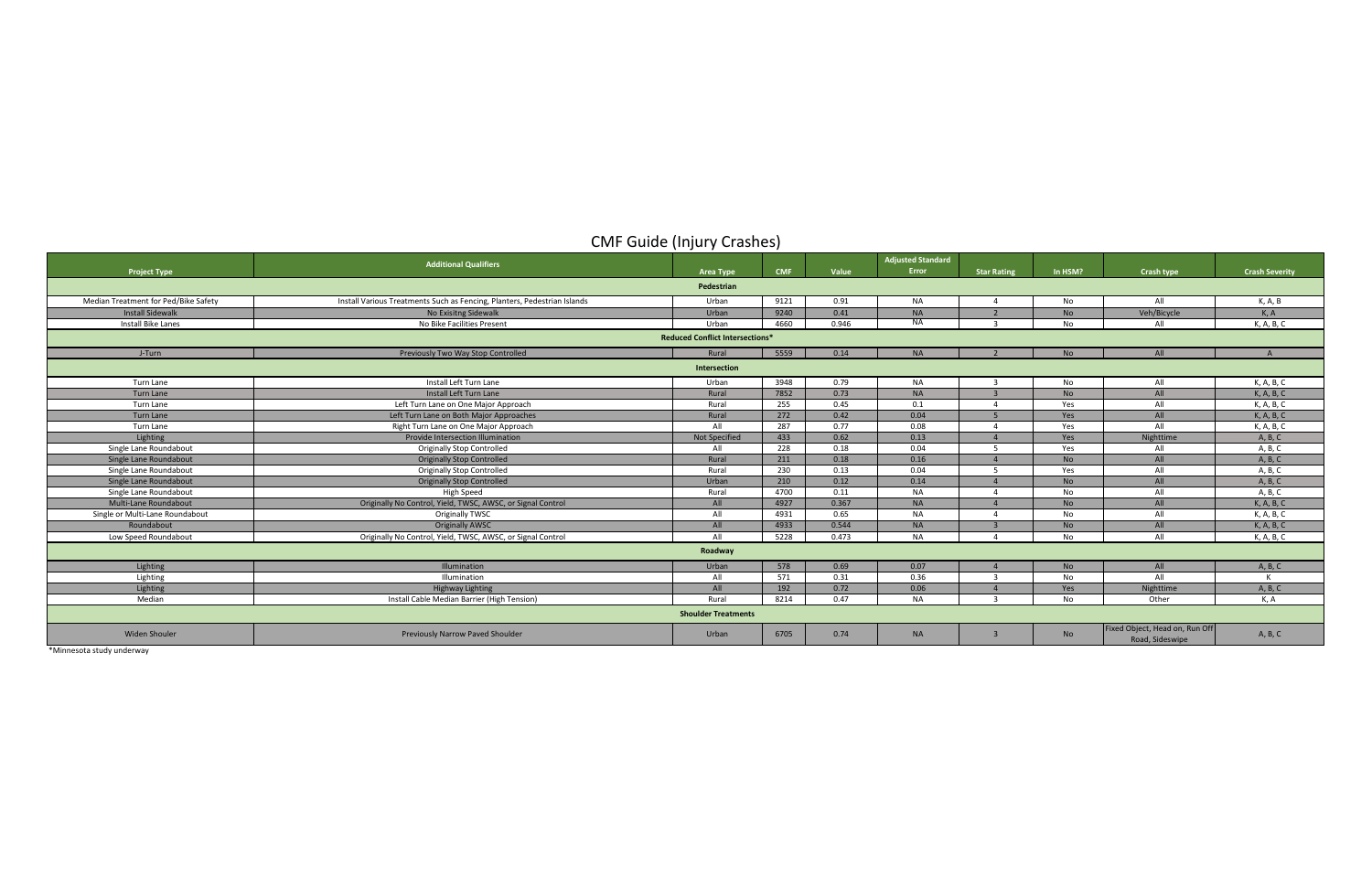# CMF Guide (Injury Crashes)

| Project Type | Additional Qualifiers | Area Type | CMF | Value | Adjusted Standard Error | Star Rating | In HSM? | Crash type | Crash Severity |
|---|---|---|---|---|---|---|---|---|---|
| | | **Pedestrian** | | | | | | | |
| Median Treatment for Ped/Bike Safety | Install Various Treatments Such as Fencing, Planters, Pedestrian Islands | Urban | 9121 | 0.91 | NA | 4 | No | All | K, A, B |
| Install Sidewalk | No Exisitng Sidewalk | Urban | 9240 | 0.41 | NA | 2 | No | Veh/Bicycle | K, A |
| Install Bike Lanes | No Bike Facilities Present | Urban | 4660 | 0.946 | NA | 3 | No | All | K, A, B, C |
| | | **Reduced Conflict Intersections*** | | | | | | | |
| J-Turn | Previously Two Way Stop Controlled | Rural | 5559 | 0.14 | NA | 2 | No | All | A |
| | | **Intersection** | | | | | | | |
| Turn Lane | Install Left Turn Lane | Urban | 3948 | 0.79 | NA | 3 | No | All | K, A, B, C |
| Turn Lane | Install Left Turn Lane | Rural | 7852 | 0.73 | NA | 3 | No | All | K, A, B, C |
| Turn Lane | Left Turn Lane on One Major Approach | Rural | 255 | 0.45 | 0.1 | 4 | Yes | All | K, A, B, C |
| Turn Lane | Left Turn Lane on Both Major Approaches | Rural | 272 | 0.42 | 0.04 | 5 | Yes | All | K, A, B, C |
| Turn Lane | Right Turn Lane on One Major Approach | All | 287 | 0.77 | 0.08 | 4 | Yes | All | K, A, B, C |
| Lighting | Provide Intersection Illumination | Not Specified | 433 | 0.62 | 0.13 | 4 | Yes | Nighttime | A, B, C |
| Single Lane Roundabout | Originally Stop Controlled | All | 228 | 0.18 | 0.04 | 5 | Yes | All | A, B, C |
| Single Lane Roundabout | Originally Stop Controlled | Rural | 211 | 0.18 | 0.16 | 4 | No | All | A, B, C |
| Single Lane Roundabout | Originally Stop Controlled | Rural | 230 | 0.13 | 0.04 | 5 | Yes | All | A, B, C |
| Single Lane Roundabout | Originally Stop Controlled | Urban | 210 | 0.12 | 0.14 | 4 | No | All | A, B, C |
| Single Lane Roundabout | High Speed | Rural | 4700 | 0.11 | NA | 4 | No | All | A, B, C |
| Multi-Lane Roundabout | Originally No Control, Yield, TWSC, AWSC, or Signal Control | All | 4927 | 0.367 | NA | 4 | No | All | K, A, B, C |
| Single or Multi-Lane Roundabout | Originally TWSC | All | 4931 | 0.65 | NA | 4 | No | All | K, A, B, C |
| Roundabout | Originally AWSC | All | 4933 | 0.544 | NA | 3 | No | All | K, A, B, C |
| Low Speed Roundabout | Originally No Control, Yield, TWSC, AWSC, or Signal Control | All | 5228 | 0.473 | NA | 4 | No | All | K, A, B, C |
| | | **Roadway** | | | | | | | |
| Lighting | Illumination | Urban | 578 | 0.69 | 0.07 | 4 | No | All | A, B, C |
| Lighting | Illumination | All | 571 | 0.31 | 0.36 | 3 | No | All | K |
| Lighting | Highway Lighting | All | 192 | 0.72 | 0.06 | 4 | Yes | Nighttime | A, B, C |
| Median | Install Cable Median Barrier (High Tension) | Rural | 8214 | 0.47 | NA | 3 | No | Other | K, A |
| | | **Shoulder Treatments** | | | | | | | |
| Widen Shouler | Previously Narrow Paved Shoulder | Urban | 6705 | 0.74 | NA | 3 | No | Fixed Object, Head on, Run Off Road, Sideswipe | A, B, C |

*Minnesota study underway